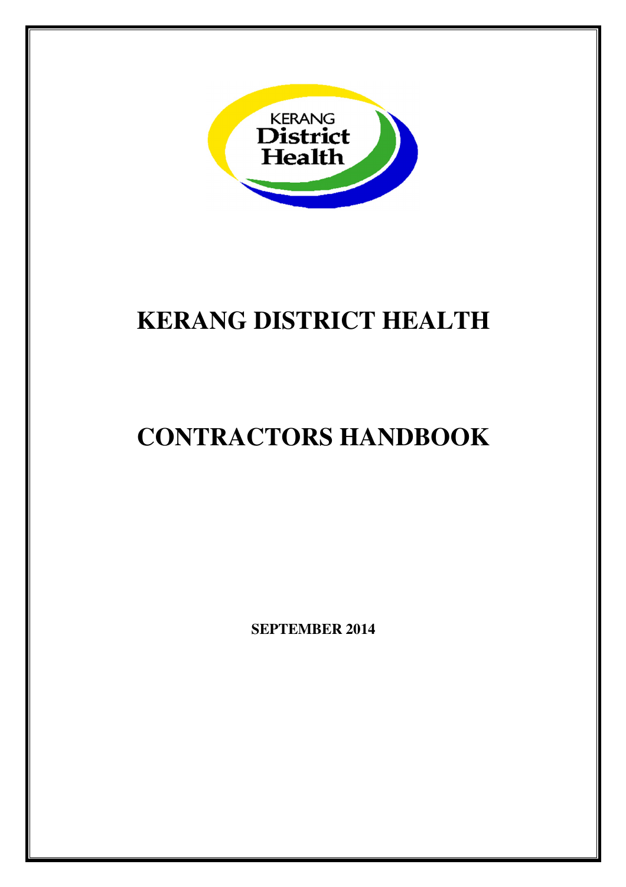# KERANG DISTRICT HEALTH

# CONTRACTORS HANDBOOK

**SEPTEMBER 2014**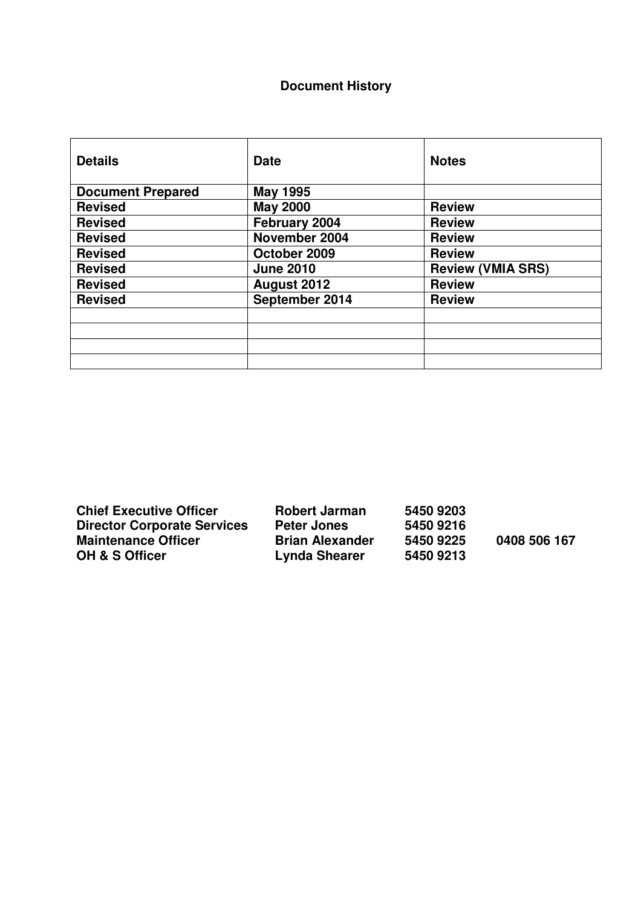## Document History

| Details | Date | Notes |
|---|---|---|
| **Document Prepared** | **May 1995** | |
| **Revised** | **May 2000** | **Review** |
| **Revised** | **February 2004** | **Review** |
| **Revised** | **November 2004** | **Review** |
| **Revised** | **October 2009** | **Review** |
| **Revised** | **June 2010** | **Review (VMIA SRS)** |
| **Revised** | **August 2012** | **Review** |
| **Revised** | **September 2014** | **Review** |
| | | |
| | | |
| | | |
| | | |

| | | | |
|---|---|---|---|
| **Chief Executive Officer** | **Robert Jarman** | **5450 9203** | |
| **Director Corporate Services** | **Peter Jones** | **5450 9216** | |
| **Maintenance Officer** | **Brian Alexander** | **5450 9225** | **0408 506 167** |
| **OH & S Officer** | **Lynda Shearer** | **5450 9213** | |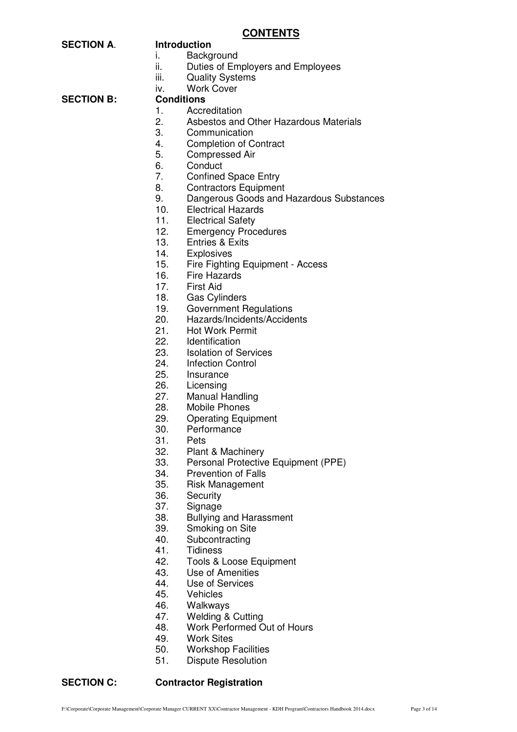## CONTENTS

**SECTION A. Introduction**

i. Background
ii. Duties of Employers and Employees
iii. Quality Systems
iv. Work Cover

**SECTION B: Conditions**

1. Accreditation
2. Asbestos and Other Hazardous Materials
3. Communication
4. Completion of Contract
5. Compressed Air
6. Conduct
7. Confined Space Entry
8. Contractors Equipment
9. Dangerous Goods and Hazardous Substances
10. Electrical Hazards
11. Electrical Safety
12. Emergency Procedures
13. Entries & Exits
14. Explosives
15. Fire Fighting Equipment - Access
16. Fire Hazards
17. First Aid
18. Gas Cylinders
19. Government Regulations
20. Hazards/Incidents/Accidents
21. Hot Work Permit
22. Identification
23. Isolation of Services
24. Infection Control
25. Insurance
26. Licensing
27. Manual Handling
28. Mobile Phones
29. Operating Equipment
30. Performance
31. Pets
32. Plant & Machinery
33. Personal Protective Equipment (PPE)
34. Prevention of Falls
35. Risk Management
36. Security
37. Signage
38. Bullying and Harassment
39. Smoking on Site
40. Subcontracting
41. Tidiness
42. Tools & Loose Equipment
43. Use of Amenities
44. Use of Services
45. Vehicles
46. Walkways
47. Welding & Cutting
48. Work Performed Out of Hours
49. Work Sites
50. Workshop Facilities
51. Dispute Resolution

**SECTION C: Contractor Registration**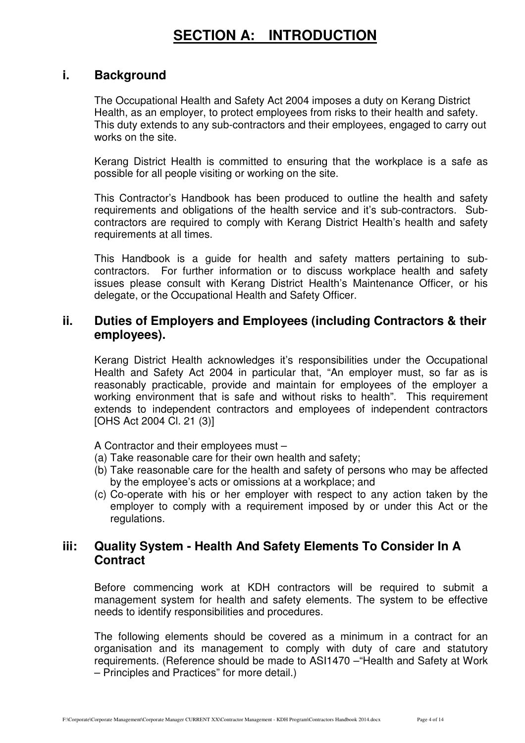# SECTION A: INTRODUCTION

## i. Background

The Occupational Health and Safety Act 2004 imposes a duty on Kerang District Health, as an employer, to protect employees from risks to their health and safety. This duty extends to any sub-contractors and their employees, engaged to carry out works on the site.

Kerang District Health is committed to ensuring that the workplace is a safe as possible for all people visiting or working on the site.

This Contractor's Handbook has been produced to outline the health and safety requirements and obligations of the health service and it's sub-contractors. Sub-contractors are required to comply with Kerang District Health's health and safety requirements at all times.

This Handbook is a guide for health and safety matters pertaining to sub-contractors. For further information or to discuss workplace health and safety issues please consult with Kerang District Health's Maintenance Officer, or his delegate, or the Occupational Health and Safety Officer.

## ii. Duties of Employers and Employees (including Contractors & their employees).

Kerang District Health acknowledges it's responsibilities under the Occupational Health and Safety Act 2004 in particular that, "An employer must, so far as is reasonably practicable, provide and maintain for employees of the employer a working environment that is safe and without risks to health". This requirement extends to independent contractors and employees of independent contractors [OHS Act 2004 Cl. 21 (3)]

A Contractor and their employees must –

(a) Take reasonable care for their own health and safety;
(b) Take reasonable care for the health and safety of persons who may be affected by the employee's acts or omissions at a workplace; and
(c) Co-operate with his or her employer with respect to any action taken by the employer to comply with a requirement imposed by or under this Act or the regulations.

## iii: Quality System - Health And Safety Elements To Consider In A Contract

Before commencing work at KDH contractors will be required to submit a management system for health and safety elements. The system to be effective needs to identify responsibilities and procedures.

The following elements should be covered as a minimum in a contract for an organisation and its management to comply with duty of care and statutory requirements. (Reference should be made to ASI1470 –"Health and Safety at Work – Principles and Practices" for more detail.)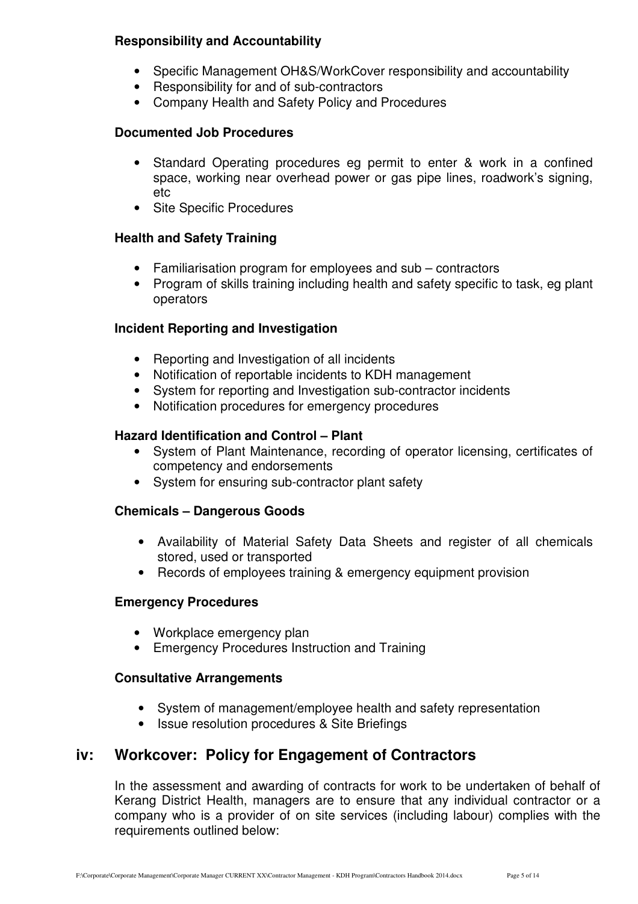**Responsibility and Accountability**

- Specific Management OH&S/WorkCover responsibility and accountability
- Responsibility for and of sub-contractors
- Company Health and Safety Policy and Procedures

**Documented Job Procedures**

- Standard Operating procedures eg permit to enter & work in a confined space, working near overhead power or gas pipe lines, roadwork's signing, etc
- Site Specific Procedures

**Health and Safety Training**

- Familiarisation program for employees and sub – contractors
- Program of skills training including health and safety specific to task, eg plant operators

**Incident Reporting and Investigation**

- Reporting and Investigation of all incidents
- Notification of reportable incidents to KDH management
- System for reporting and Investigation sub-contractor incidents
- Notification procedures for emergency procedures

**Hazard Identification and Control – Plant**

- System of Plant Maintenance, recording of operator licensing, certificates of competency and endorsements
- System for ensuring sub-contractor plant safety

**Chemicals – Dangerous Goods**

- Availability of Material Safety Data Sheets and register of all chemicals stored, used or transported
- Records of employees training & emergency equipment provision

**Emergency Procedures**

- Workplace emergency plan
- Emergency Procedures Instruction and Training

**Consultative Arrangements**

- System of management/employee health and safety representation
- Issue resolution procedures & Site Briefings

## iv: Workcover: Policy for Engagement of Contractors

In the assessment and awarding of contracts for work to be undertaken of behalf of Kerang District Health, managers are to ensure that any individual contractor or a company who is a provider of on site services (including labour) complies with the requirements outlined below: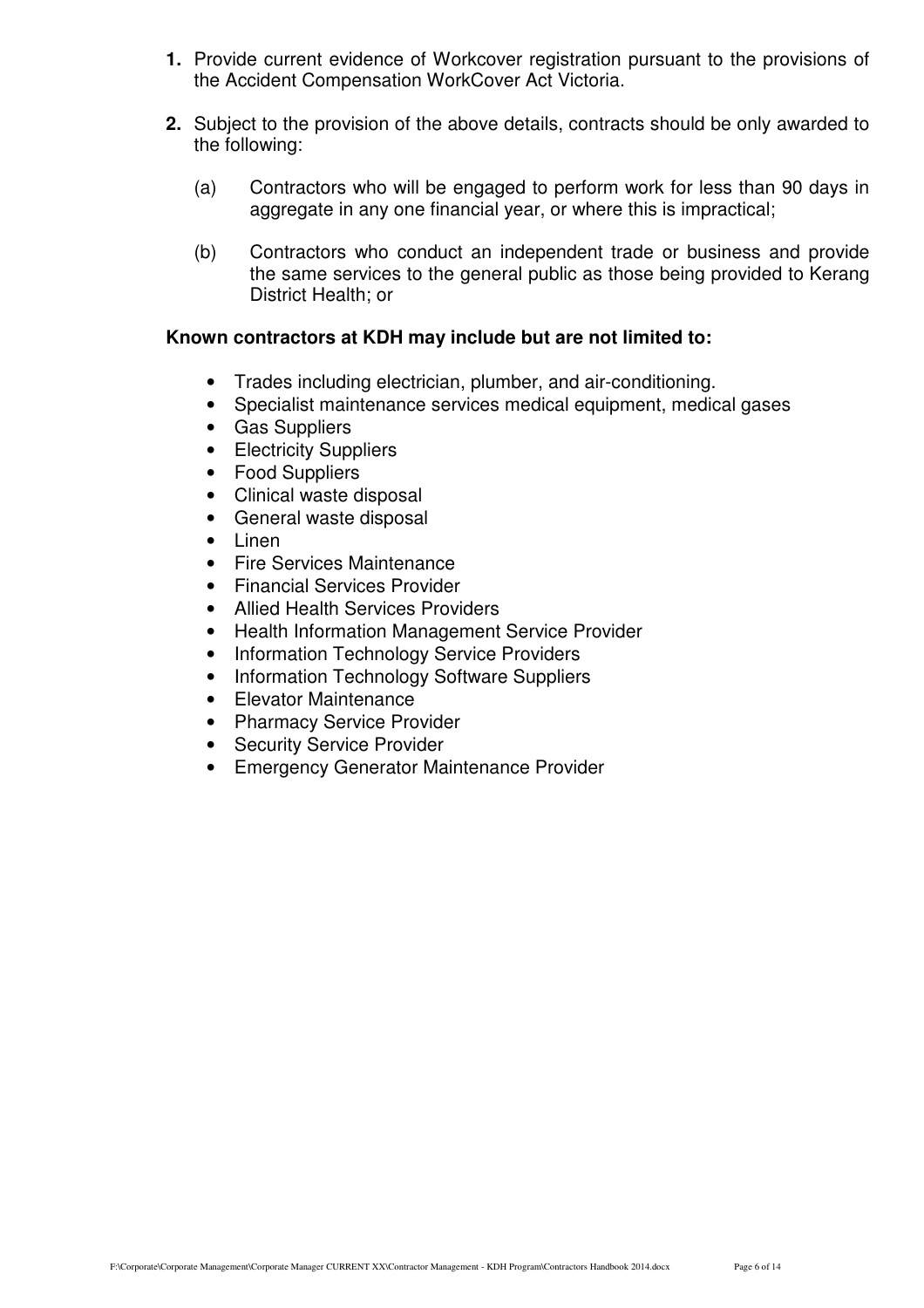1. Provide current evidence of Workcover registration pursuant to the provisions of the Accident Compensation WorkCover Act Victoria.

2. Subject to the provision of the above details, contracts should be only awarded to the following:

   (a) Contractors who will be engaged to perform work for less than 90 days in aggregate in any one financial year, or where this is impractical;

   (b) Contractors who conduct an independent trade or business and provide the same services to the general public as those being provided to Kerang District Health; or

**Known contractors at KDH may include but are not limited to:**

- Trades including electrician, plumber, and air-conditioning.
- Specialist maintenance services medical equipment, medical gases
- Gas Suppliers
- Electricity Suppliers
- Food Suppliers
- Clinical waste disposal
- General waste disposal
- Linen
- Fire Services Maintenance
- Financial Services Provider
- Allied Health Services Providers
- Health Information Management Service Provider
- Information Technology Service Providers
- Information Technology Software Suppliers
- Elevator Maintenance
- Pharmacy Service Provider
- Security Service Provider
- Emergency Generator Maintenance Provider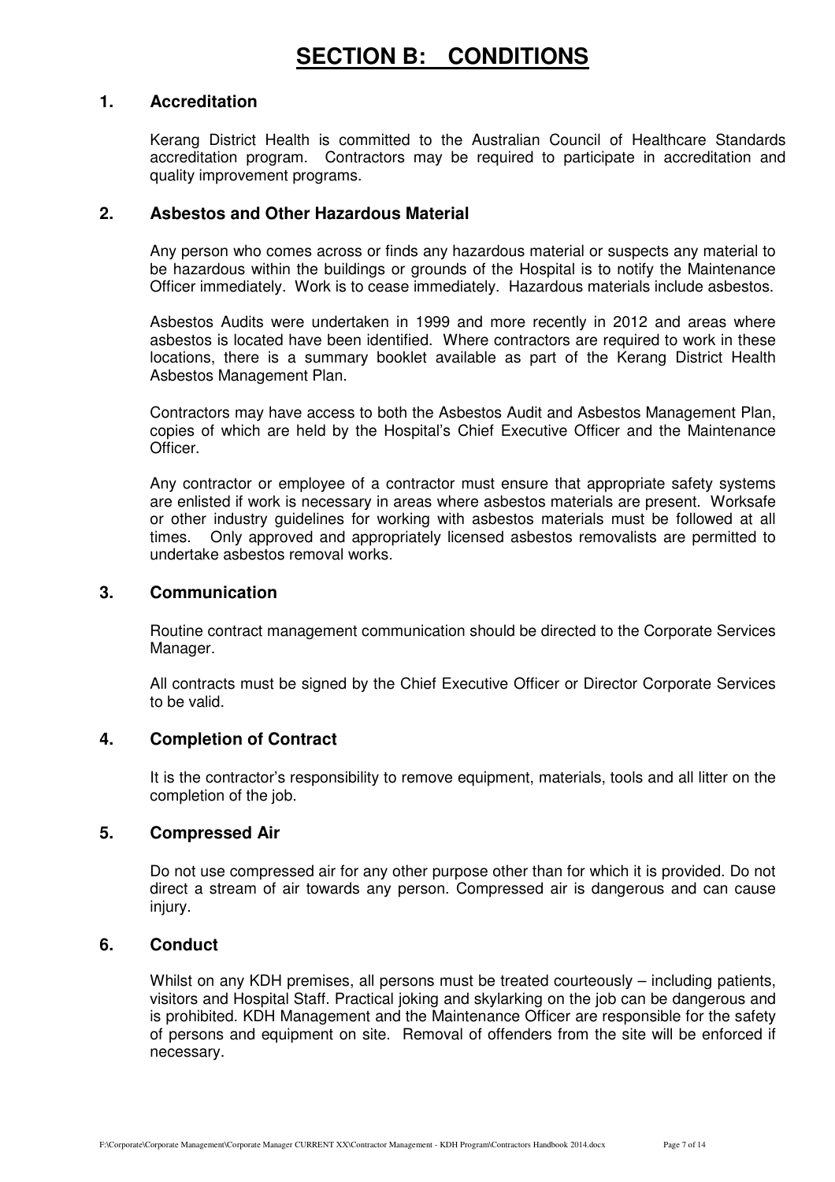# SECTION B: CONDITIONS

## 1. Accreditation

Kerang District Health is committed to the Australian Council of Healthcare Standards accreditation program. Contractors may be required to participate in accreditation and quality improvement programs.

## 2. Asbestos and Other Hazardous Material

Any person who comes across or finds any hazardous material or suspects any material to be hazardous within the buildings or grounds of the Hospital is to notify the Maintenance Officer immediately. Work is to cease immediately. Hazardous materials include asbestos.

Asbestos Audits were undertaken in 1999 and more recently in 2012 and areas where asbestos is located have been identified. Where contractors are required to work in these locations, there is a summary booklet available as part of the Kerang District Health Asbestos Management Plan.

Contractors may have access to both the Asbestos Audit and Asbestos Management Plan, copies of which are held by the Hospital's Chief Executive Officer and the Maintenance Officer.

Any contractor or employee of a contractor must ensure that appropriate safety systems are enlisted if work is necessary in areas where asbestos materials are present. Worksafe or other industry guidelines for working with asbestos materials must be followed at all times. Only approved and appropriately licensed asbestos removalists are permitted to undertake asbestos removal works.

## 3. Communication

Routine contract management communication should be directed to the Corporate Services Manager.

All contracts must be signed by the Chief Executive Officer or Director Corporate Services to be valid.

## 4. Completion of Contract

It is the contractor's responsibility to remove equipment, materials, tools and all litter on the completion of the job.

## 5. Compressed Air

Do not use compressed air for any other purpose other than for which it is provided. Do not direct a stream of air towards any person. Compressed air is dangerous and can cause injury.

## 6. Conduct

Whilst on any KDH premises, all persons must be treated courteously – including patients, visitors and Hospital Staff. Practical joking and skylarking on the job can be dangerous and is prohibited. KDH Management and the Maintenance Officer are responsible for the safety of persons and equipment on site. Removal of offenders from the site will be enforced if necessary.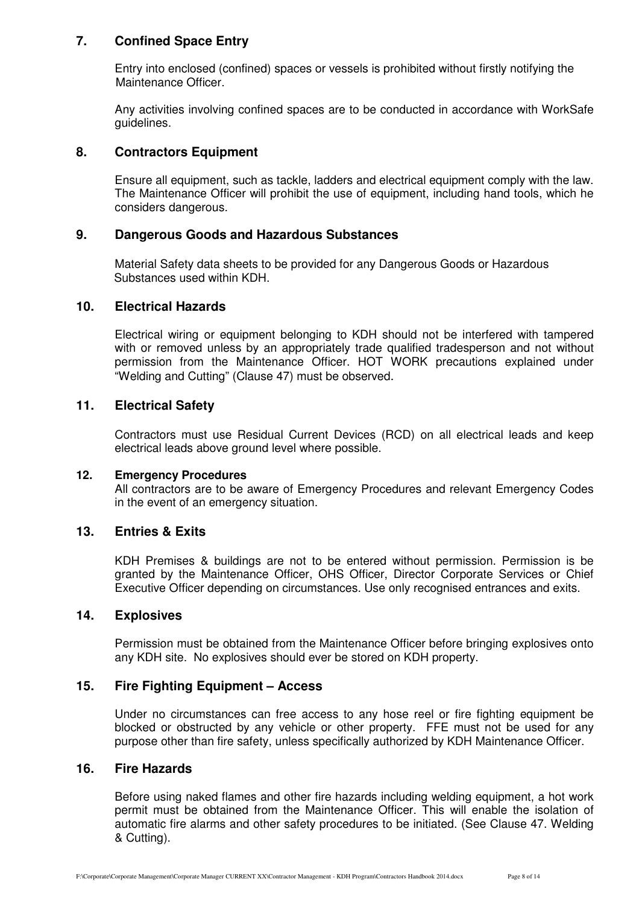## 7. Confined Space Entry

Entry into enclosed (confined) spaces or vessels is prohibited without firstly notifying the Maintenance Officer.

Any activities involving confined spaces are to be conducted in accordance with WorkSafe guidelines.

## 8. Contractors Equipment

Ensure all equipment, such as tackle, ladders and electrical equipment comply with the law. The Maintenance Officer will prohibit the use of equipment, including hand tools, which he considers dangerous.

## 9. Dangerous Goods and Hazardous Substances

Material Safety data sheets to be provided for any Dangerous Goods or Hazardous Substances used within KDH.

## 10. Electrical Hazards

Electrical wiring or equipment belonging to KDH should not be interfered with tampered with or removed unless by an appropriately trade qualified tradesperson and not without permission from the Maintenance Officer. HOT WORK precautions explained under "Welding and Cutting" (Clause 47) must be observed.

## 11. Electrical Safety

Contractors must use Residual Current Devices (RCD) on all electrical leads and keep electrical leads above ground level where possible.

## 12. Emergency Procedures

All contractors are to be aware of Emergency Procedures and relevant Emergency Codes in the event of an emergency situation.

## 13. Entries & Exits

KDH Premises & buildings are not to be entered without permission. Permission is be granted by the Maintenance Officer, OHS Officer, Director Corporate Services or Chief Executive Officer depending on circumstances. Use only recognised entrances and exits.

## 14. Explosives

Permission must be obtained from the Maintenance Officer before bringing explosives onto any KDH site. No explosives should ever be stored on KDH property.

## 15. Fire Fighting Equipment – Access

Under no circumstances can free access to any hose reel or fire fighting equipment be blocked or obstructed by any vehicle or other property. FFE must not be used for any purpose other than fire safety, unless specifically authorized by KDH Maintenance Officer.

## 16. Fire Hazards

Before using naked flames and other fire hazards including welding equipment, a hot work permit must be obtained from the Maintenance Officer. This will enable the isolation of automatic fire alarms and other safety procedures to be initiated. (See Clause 47. Welding & Cutting).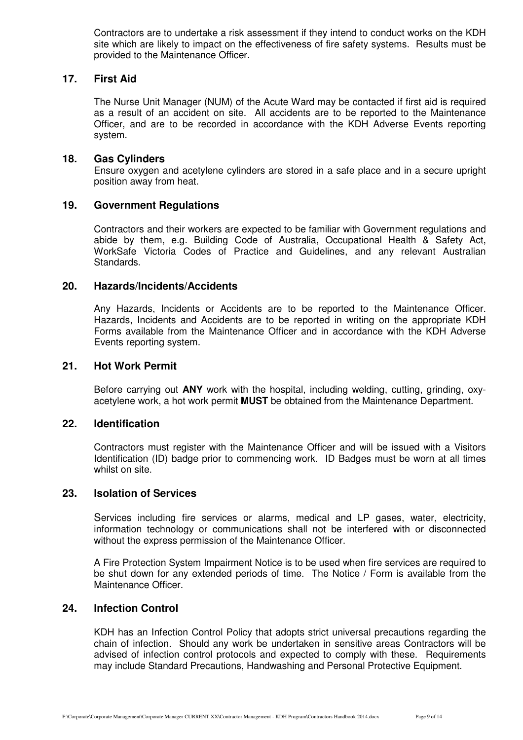Contractors are to undertake a risk assessment if they intend to conduct works on the KDH site which are likely to impact on the effectiveness of fire safety systems. Results must be provided to the Maintenance Officer.

## 17. First Aid

The Nurse Unit Manager (NUM) of the Acute Ward may be contacted if first aid is required as a result of an accident on site. All accidents are to be reported to the Maintenance Officer, and are to be recorded in accordance with the KDH Adverse Events reporting system.

## 18. Gas Cylinders

Ensure oxygen and acetylene cylinders are stored in a safe place and in a secure upright position away from heat.

## 19. Government Regulations

Contractors and their workers are expected to be familiar with Government regulations and abide by them, e.g. Building Code of Australia, Occupational Health & Safety Act, WorkSafe Victoria Codes of Practice and Guidelines, and any relevant Australian Standards.

## 20. Hazards/Incidents/Accidents

Any Hazards, Incidents or Accidents are to be reported to the Maintenance Officer. Hazards, Incidents and Accidents are to be reported in writing on the appropriate KDH Forms available from the Maintenance Officer and in accordance with the KDH Adverse Events reporting system.

## 21. Hot Work Permit

Before carrying out **ANY** work with the hospital, including welding, cutting, grinding, oxy-acetylene work, a hot work permit **MUST** be obtained from the Maintenance Department.

## 22. Identification

Contractors must register with the Maintenance Officer and will be issued with a Visitors Identification (ID) badge prior to commencing work. ID Badges must be worn at all times whilst on site.

## 23. Isolation of Services

Services including fire services or alarms, medical and LP gases, water, electricity, information technology or communications shall not be interfered with or disconnected without the express permission of the Maintenance Officer.

A Fire Protection System Impairment Notice is to be used when fire services are required to be shut down for any extended periods of time. The Notice / Form is available from the Maintenance Officer.

## 24. Infection Control

KDH has an Infection Control Policy that adopts strict universal precautions regarding the chain of infection. Should any work be undertaken in sensitive areas Contractors will be advised of infection control protocols and expected to comply with these. Requirements may include Standard Precautions, Handwashing and Personal Protective Equipment.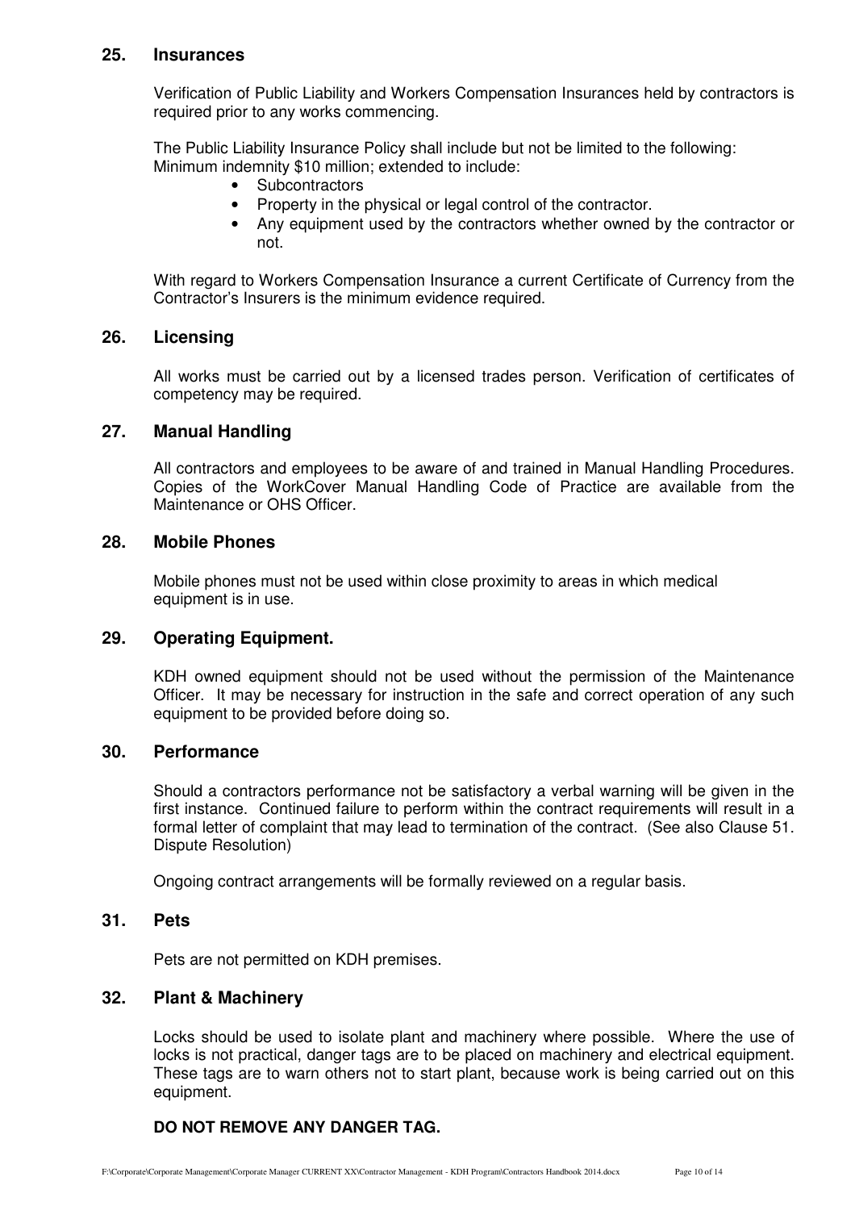## 25. Insurances

Verification of Public Liability and Workers Compensation Insurances held by contractors is required prior to any works commencing.

The Public Liability Insurance Policy shall include but not be limited to the following:
Minimum indemnity $10 million; extended to include:

- Subcontractors
- Property in the physical or legal control of the contractor.
- Any equipment used by the contractors whether owned by the contractor or not.

With regard to Workers Compensation Insurance a current Certificate of Currency from the Contractor's Insurers is the minimum evidence required.

## 26. Licensing

All works must be carried out by a licensed trades person. Verification of certificates of competency may be required.

## 27. Manual Handling

All contractors and employees to be aware of and trained in Manual Handling Procedures. Copies of the WorkCover Manual Handling Code of Practice are available from the Maintenance or OHS Officer.

## 28. Mobile Phones

Mobile phones must not be used within close proximity to areas in which medical equipment is in use.

## 29. Operating Equipment.

KDH owned equipment should not be used without the permission of the Maintenance Officer. It may be necessary for instruction in the safe and correct operation of any such equipment to be provided before doing so.

## 30. Performance

Should a contractors performance not be satisfactory a verbal warning will be given in the first instance. Continued failure to perform within the contract requirements will result in a formal letter of complaint that may lead to termination of the contract. (See also Clause 51. Dispute Resolution)

Ongoing contract arrangements will be formally reviewed on a regular basis.

## 31. Pets

Pets are not permitted on KDH premises.

## 32. Plant & Machinery

Locks should be used to isolate plant and machinery where possible. Where the use of locks is not practical, danger tags are to be placed on machinery and electrical equipment. These tags are to warn others not to start plant, because work is being carried out on this equipment.

**DO NOT REMOVE ANY DANGER TAG.**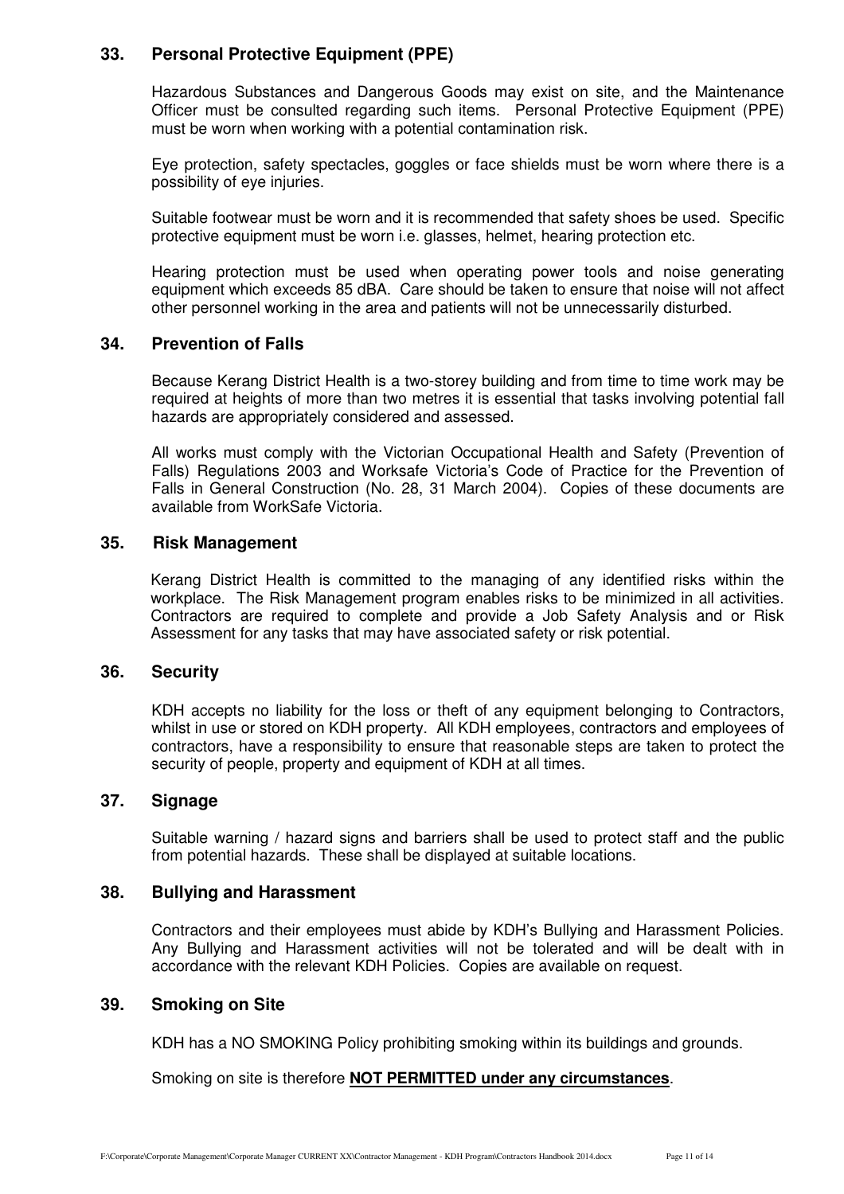## 33. Personal Protective Equipment (PPE)

Hazardous Substances and Dangerous Goods may exist on site, and the Maintenance Officer must be consulted regarding such items. Personal Protective Equipment (PPE) must be worn when working with a potential contamination risk.

Eye protection, safety spectacles, goggles or face shields must be worn where there is a possibility of eye injuries.

Suitable footwear must be worn and it is recommended that safety shoes be used. Specific protective equipment must be worn i.e. glasses, helmet, hearing protection etc.

Hearing protection must be used when operating power tools and noise generating equipment which exceeds 85 dBA. Care should be taken to ensure that noise will not affect other personnel working in the area and patients will not be unnecessarily disturbed.

## 34. Prevention of Falls

Because Kerang District Health is a two-storey building and from time to time work may be required at heights of more than two metres it is essential that tasks involving potential fall hazards are appropriately considered and assessed.

All works must comply with the Victorian Occupational Health and Safety (Prevention of Falls) Regulations 2003 and Worksafe Victoria's Code of Practice for the Prevention of Falls in General Construction (No. 28, 31 March 2004). Copies of these documents are available from WorkSafe Victoria.

## 35. Risk Management

Kerang District Health is committed to the managing of any identified risks within the workplace. The Risk Management program enables risks to be minimized in all activities. Contractors are required to complete and provide a Job Safety Analysis and or Risk Assessment for any tasks that may have associated safety or risk potential.

## 36. Security

KDH accepts no liability for the loss or theft of any equipment belonging to Contractors, whilst in use or stored on KDH property. All KDH employees, contractors and employees of contractors, have a responsibility to ensure that reasonable steps are taken to protect the security of people, property and equipment of KDH at all times.

## 37. Signage

Suitable warning / hazard signs and barriers shall be used to protect staff and the public from potential hazards. These shall be displayed at suitable locations.

## 38. Bullying and Harassment

Contractors and their employees must abide by KDH's Bullying and Harassment Policies. Any Bullying and Harassment activities will not be tolerated and will be dealt with in accordance with the relevant KDH Policies. Copies are available on request.

## 39. Smoking on Site

KDH has a NO SMOKING Policy prohibiting smoking within its buildings and grounds.

Smoking on site is therefore **NOT PERMITTED under any circumstances**.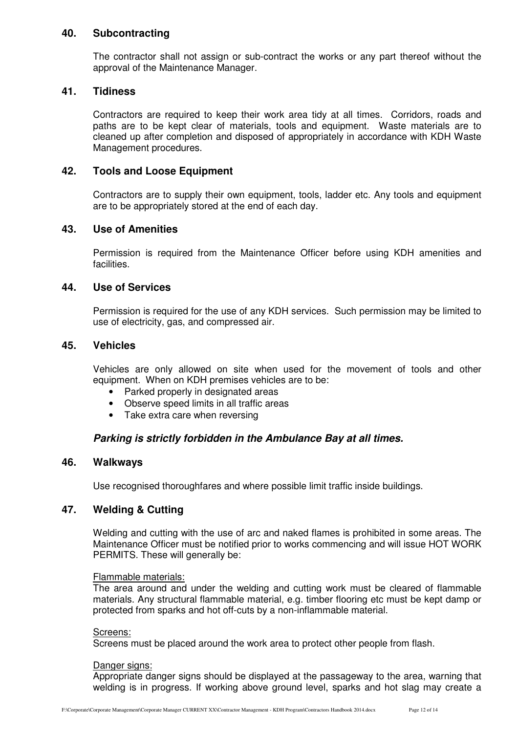## 40. Subcontracting

The contractor shall not assign or sub-contract the works or any part thereof without the approval of the Maintenance Manager.

## 41. Tidiness

Contractors are required to keep their work area tidy at all times. Corridors, roads and paths are to be kept clear of materials, tools and equipment. Waste materials are to cleaned up after completion and disposed of appropriately in accordance with KDH Waste Management procedures.

## 42. Tools and Loose Equipment

Contractors are to supply their own equipment, tools, ladder etc. Any tools and equipment are to be appropriately stored at the end of each day.

## 43. Use of Amenities

Permission is required from the Maintenance Officer before using KDH amenities and facilities.

## 44. Use of Services

Permission is required for the use of any KDH services. Such permission may be limited to use of electricity, gas, and compressed air.

## 45. Vehicles

Vehicles are only allowed on site when used for the movement of tools and other equipment. When on KDH premises vehicles are to be:

- Parked properly in designated areas
- Observe speed limits in all traffic areas
- Take extra care when reversing

***Parking is strictly forbidden in the Ambulance Bay at all times.***

## 46. Walkways

Use recognised thoroughfares and where possible limit traffic inside buildings.

## 47. Welding & Cutting

Welding and cutting with the use of arc and naked flames is prohibited in some areas. The Maintenance Officer must be notified prior to works commencing and will issue HOT WORK PERMITS. These will generally be:

<u>Flammable materials:</u>
The area around and under the welding and cutting work must be cleared of flammable materials. Any structural flammable material, e.g. timber flooring etc must be kept damp or protected from sparks and hot off-cuts by a non-inflammable material.

<u>Screens:</u>
Screens must be placed around the work area to protect other people from flash.

<u>Danger signs:</u>
Appropriate danger signs should be displayed at the passageway to the area, warning that welding is in progress. If working above ground level, sparks and hot slag may create a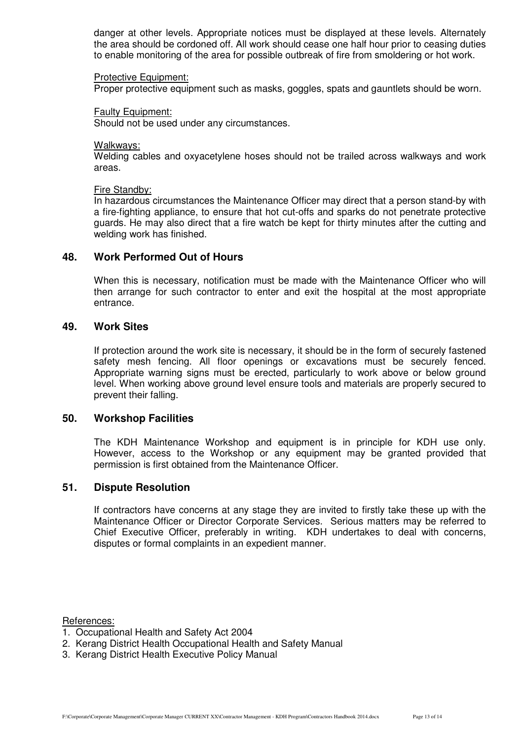danger at other levels. Appropriate notices must be displayed at these levels. Alternately the area should be cordoned off. All work should cease one half hour prior to ceasing duties to enable monitoring of the area for possible outbreak of fire from smoldering or hot work.

Protective Equipment:
Proper protective equipment such as masks, goggles, spats and gauntlets should be worn.

Faulty Equipment:
Should not be used under any circumstances.

Walkways:
Welding cables and oxyacetylene hoses should not be trailed across walkways and work areas.

Fire Standby:
In hazardous circumstances the Maintenance Officer may direct that a person stand-by with a fire-fighting appliance, to ensure that hot cut-offs and sparks do not penetrate protective guards. He may also direct that a fire watch be kept for thirty minutes after the cutting and welding work has finished.

## 48. Work Performed Out of Hours

When this is necessary, notification must be made with the Maintenance Officer who will then arrange for such contractor to enter and exit the hospital at the most appropriate entrance.

## 49. Work Sites

If protection around the work site is necessary, it should be in the form of securely fastened safety mesh fencing. All floor openings or excavations must be securely fenced. Appropriate warning signs must be erected, particularly to work above or below ground level. When working above ground level ensure tools and materials are properly secured to prevent their falling.

## 50. Workshop Facilities

The KDH Maintenance Workshop and equipment is in principle for KDH use only. However, access to the Workshop or any equipment may be granted provided that permission is first obtained from the Maintenance Officer.

## 51. Dispute Resolution

If contractors have concerns at any stage they are invited to firstly take these up with the Maintenance Officer or Director Corporate Services. Serious matters may be referred to Chief Executive Officer, preferably in writing. KDH undertakes to deal with concerns, disputes or formal complaints in an expedient manner.

References:

1. Occupational Health and Safety Act 2004
2. Kerang District Health Occupational Health and Safety Manual
3. Kerang District Health Executive Policy Manual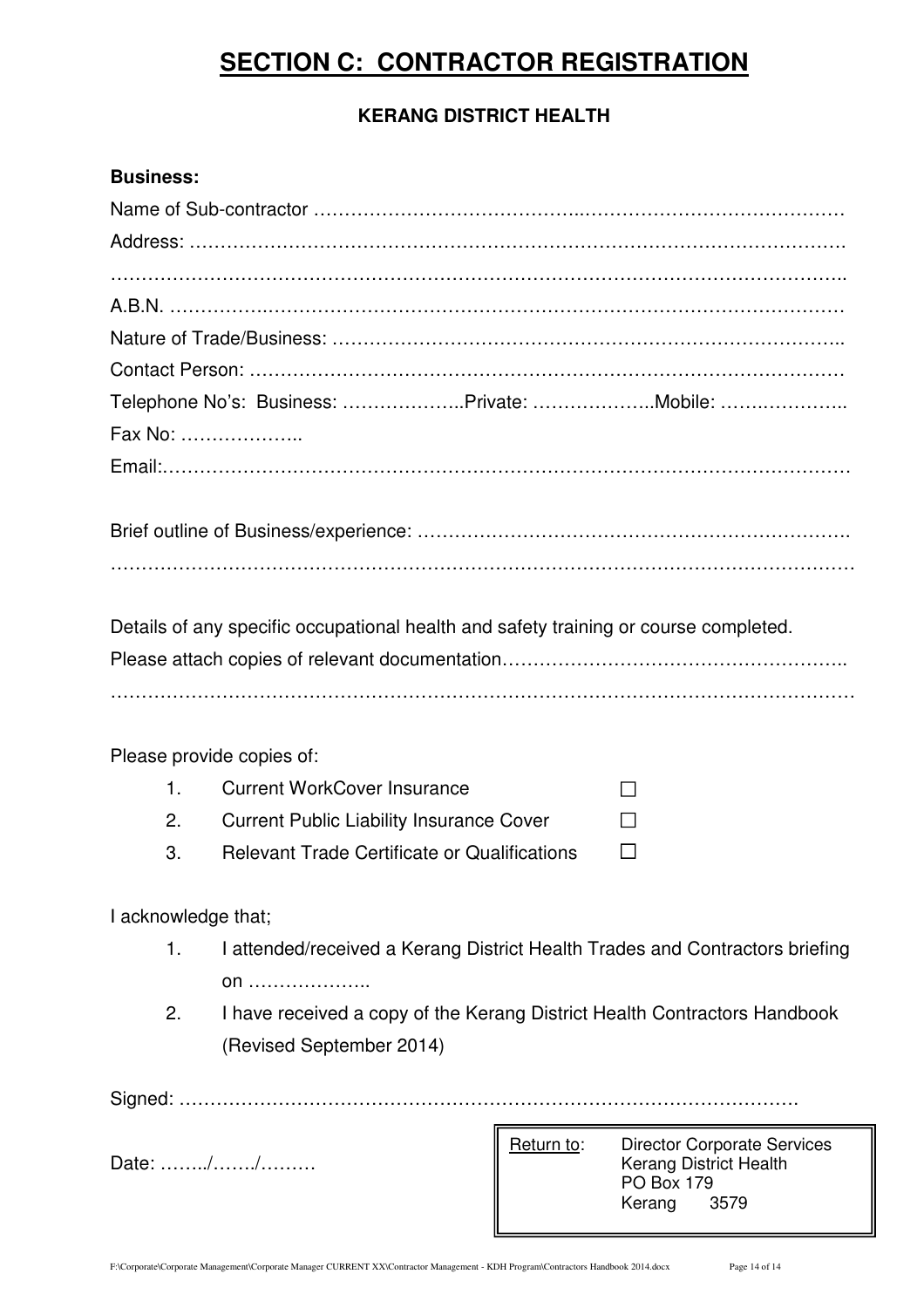# SECTION C: CONTRACTOR REGISTRATION

**KERANG DISTRICT HEALTH**

**Business:**

Name of Sub-contractor ……………………………………..……………………………………

Address: ……………………………………………………………………………………………

……………………………………………………………………………………………………..

A.B.N. ………….……………………………………………………………………………

Nature of Trade/Business: ………………………………………………………………………..

Contact Person: ……………………………………………………………………………………

Telephone No's: Business: ………………..Private: ………………..Mobile: …….…………..

Fax No: ………………..

Email:……………………………………………………………………………………………

Brief outline of Business/experience: ……………………………………………………………….

……………………………………………………………………………………………………

Details of any specific occupational health and safety training or course completed. Please attach copies of relevant documentation………………………………………………..

……………………………………………………………………………………………………

Please provide copies of:

1. Current WorkCover Insurance ☐
2. Current Public Liability Insurance Cover ☐
3. Relevant Trade Certificate or Qualifications ☐

I acknowledge that;

1. I attended/received a Kerang District Health Trades and Contractors briefing on ………………..
2. I have received a copy of the Kerang District Health Contractors Handbook (Revised September 2014)

Signed: ………………………………………………………………………………………

Date: ……../……./………

Return to: Director Corporate Services
Kerang District Health
PO Box 179
Kerang 3579

F:\Corporate\Corporate Management\Corporate Manager CURRENT XX\Contractor Management - KDH Program\Contractors Handbook 2014.docx